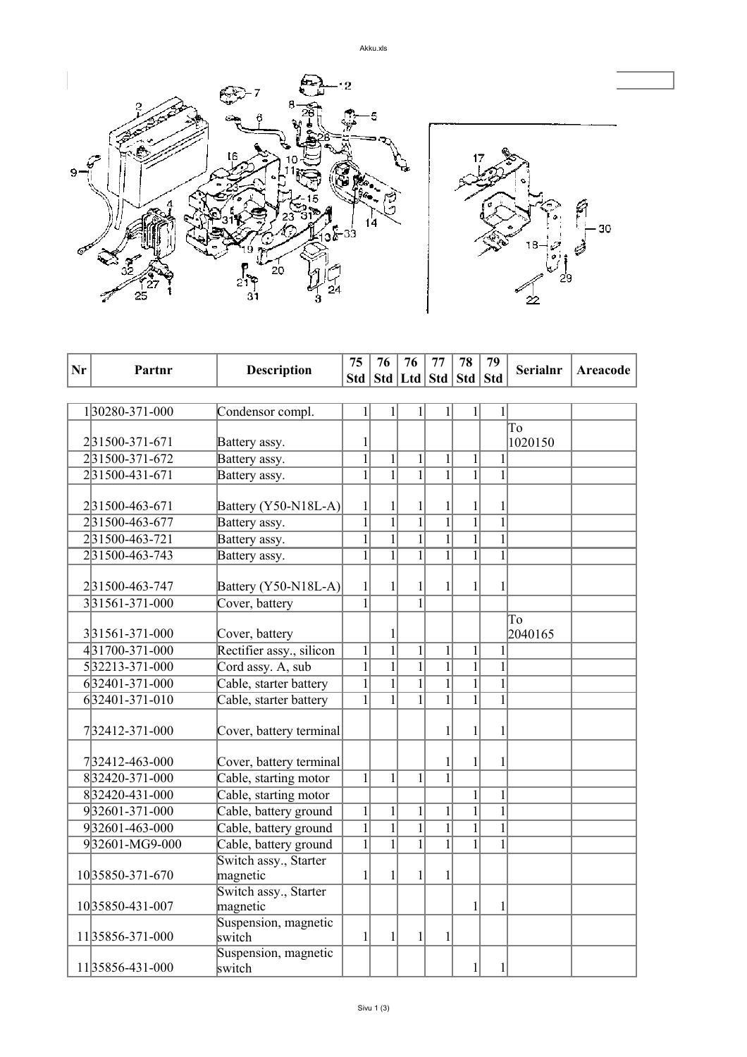| Nr | Partnr | Description | 75 Std | 76 Std | 76 Ltd | 77 Std | 78 Std | 79 Std | Serialnr | Areacode |
|---|---|---|---|---|---|---|---|---|---|---|
| 1 | 30280-371-000 | Condensor compl. | 1 | 1 | 1 | 1 | 1 | 1 | | |
| 2 | 31500-371-671 | Battery assy. | 1 | | | | | | To 1020150 | |
| 2 | 31500-371-672 | Battery assy. | 1 | 1 | 1 | 1 | 1 | 1 | | |
| 2 | 31500-431-671 | Battery assy. | 1 | 1 | 1 | 1 | 1 | 1 | | |
| 2 | 31500-463-671 | Battery (Y50-N18L-A) | 1 | 1 | 1 | 1 | 1 | 1 | | |
| 2 | 31500-463-677 | Battery assy. | 1 | 1 | 1 | 1 | 1 | 1 | | |
| 2 | 31500-463-721 | Battery assy. | 1 | 1 | 1 | 1 | 1 | 1 | | |
| 2 | 31500-463-743 | Battery assy. | 1 | 1 | 1 | 1 | 1 | 1 | | |
| 2 | 31500-463-747 | Battery (Y50-N18L-A) | 1 | 1 | 1 | 1 | 1 | 1 | | |
| 3 | 31561-371-000 | Cover, battery | 1 | | 1 | | | | | |
| 3 | 31561-371-000 | Cover, battery | | 1 | | | | | To 2040165 | |
| 4 | 31700-371-000 | Rectifier assy., silicon | 1 | 1 | 1 | 1 | 1 | 1 | | |
| 5 | 32213-371-000 | Cord assy. A, sub | 1 | 1 | 1 | 1 | 1 | 1 | | |
| 6 | 32401-371-000 | Cable, starter battery | 1 | 1 | 1 | 1 | 1 | 1 | | |
| 6 | 32401-371-010 | Cable, starter battery | 1 | 1 | 1 | 1 | 1 | 1 | | |
| 7 | 32412-371-000 | Cover, battery terminal | | | | 1 | 1 | 1 | | |
| 7 | 32412-463-000 | Cover, battery terminal | | | | 1 | 1 | 1 | | |
| 8 | 32420-371-000 | Cable, starting motor | 1 | 1 | 1 | 1 | | | | |
| 8 | 32420-431-000 | Cable, starting motor | | | | | 1 | 1 | | |
| 9 | 32601-371-000 | Cable, battery ground | 1 | 1 | 1 | 1 | 1 | 1 | | |
| 9 | 32601-463-000 | Cable, battery ground | 1 | 1 | 1 | 1 | 1 | 1 | | |
| 9 | 32601-MG9-000 | Cable, battery ground | 1 | 1 | 1 | 1 | 1 | 1 | | |
| 10 | 35850-371-670 | Switch assy., Starter magnetic | 1 | 1 | 1 | 1 | | | | |
| 10 | 35850-431-007 | Switch assy., Starter magnetic | | | | | 1 | 1 | | |
| 11 | 35856-371-000 | Suspension, magnetic switch | 1 | 1 | 1 | 1 | | | | |
| 11 | 35856-431-000 | Suspension, magnetic switch | | | | | 1 | 1 | | |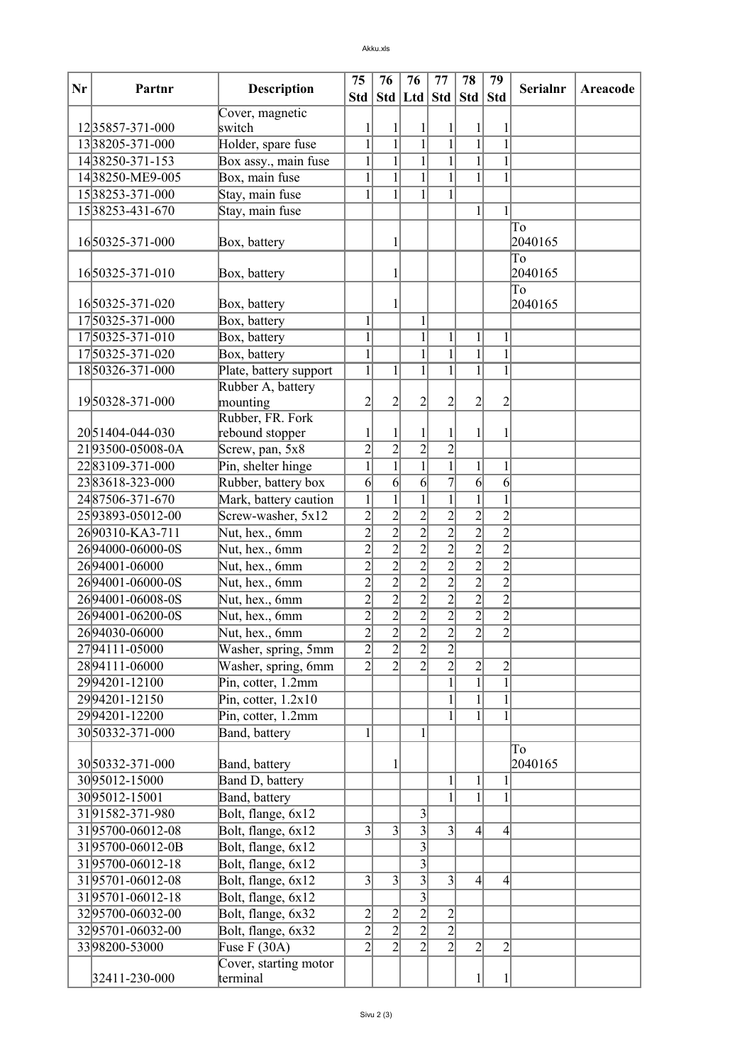| Nr | Partnr | Description | 75 Std | 76 Std | 76 Ltd | 77 Std | 78 Std | 79 Std | Serialnr | Areacode |
|---|---|---|---|---|---|---|---|---|---|---|
| 12 | 35857-371-000 | Cover, magnetic switch | 1 | 1 | 1 | 1 | 1 | 1 | | |
| 13 | 38205-371-000 | Holder, spare fuse | 1 | 1 | 1 | 1 | 1 | 1 | | |
| 14 | 38250-371-153 | Box assy., main fuse | 1 | 1 | 1 | 1 | 1 | 1 | | |
| 14 | 38250-ME9-005 | Box, main fuse | 1 | 1 | 1 | 1 | 1 | 1 | | |
| 15 | 38253-371-000 | Stay, main fuse | 1 | 1 | 1 | 1 | | | | |
| 15 | 38253-431-670 | Stay, main fuse | | | | | 1 | 1 | | |
| 16 | 50325-371-000 | Box, battery | | 1 | | | | | To 2040165 | |
| 16 | 50325-371-010 | Box, battery | | 1 | | | | | To 2040165 | |
| 16 | 50325-371-020 | Box, battery | | 1 | | | | | To 2040165 | |
| 17 | 50325-371-000 | Box, battery | 1 | | 1 | | | | | |
| 17 | 50325-371-010 | Box, battery | 1 | | 1 | 1 | 1 | 1 | | |
| 17 | 50325-371-020 | Box, battery | 1 | | 1 | 1 | 1 | 1 | | |
| 18 | 50326-371-000 | Plate, battery support | 1 | 1 | 1 | 1 | 1 | 1 | | |
| 19 | 50328-371-000 | Rubber A, battery mounting | 2 | 2 | 2 | 2 | 2 | 2 | | |
| 20 | 51404-044-030 | Rubber, FR. Fork rebound stopper | 1 | 1 | 1 | 1 | 1 | 1 | | |
| 21 | 93500-05008-0A | Screw, pan, 5x8 | 2 | 2 | 2 | 2 | | | | |
| 22 | 83109-371-000 | Pin, shelter hinge | 1 | 1 | 1 | 1 | 1 | 1 | | |
| 23 | 83618-323-000 | Rubber, battery box | 6 | 6 | 6 | 7 | 6 | 6 | | |
| 24 | 87506-371-670 | Mark, battery caution | 1 | 1 | 1 | 1 | 1 | 1 | | |
| 25 | 93893-05012-00 | Screw-washer, 5x12 | 2 | 2 | 2 | 2 | 2 | 2 | | |
| 26 | 90310-KA3-711 | Nut, hex., 6mm | 2 | 2 | 2 | 2 | 2 | 2 | | |
| 26 | 94000-06000-0S | Nut, hex., 6mm | 2 | 2 | 2 | 2 | 2 | 2 | | |
| 26 | 94001-06000 | Nut, hex., 6mm | 2 | 2 | 2 | 2 | 2 | 2 | | |
| 26 | 94001-06000-0S | Nut, hex., 6mm | 2 | 2 | 2 | 2 | 2 | 2 | | |
| 26 | 94001-06008-0S | Nut, hex., 6mm | 2 | 2 | 2 | 2 | 2 | 2 | | |
| 26 | 94001-06200-0S | Nut, hex., 6mm | 2 | 2 | 2 | 2 | 2 | 2 | | |
| 26 | 94030-06000 | Nut, hex., 6mm | 2 | 2 | 2 | 2 | 2 | 2 | | |
| 27 | 94111-05000 | Washer, spring, 5mm | 2 | 2 | 2 | 2 | | | | |
| 28 | 94111-06000 | Washer, spring, 6mm | 2 | 2 | 2 | 2 | 2 | 2 | | |
| 29 | 94201-12100 | Pin, cotter, 1.2mm | | | | 1 | 1 | 1 | | |
| 29 | 94201-12150 | Pin, cotter, 1.2x10 | | | | 1 | 1 | 1 | | |
| 29 | 94201-12200 | Pin, cotter, 1.2mm | | | | 1 | 1 | 1 | | |
| 30 | 50332-371-000 | Band, battery | 1 | | 1 | | | | | |
| 30 | 50332-371-000 | Band, battery | | 1 | | | | | To 2040165 | |
| 30 | 95012-15000 | Band D, battery | | | | 1 | 1 | 1 | | |
| 30 | 95012-15001 | Band, battery | | | | 1 | 1 | 1 | | |
| 31 | 91582-371-980 | Bolt, flange, 6x12 | | | 3 | | | | | |
| 31 | 95700-06012-08 | Bolt, flange, 6x12 | 3 | 3 | 3 | 3 | 4 | 4 | | |
| 31 | 95700-06012-0B | Bolt, flange, 6x12 | | | 3 | | | | | |
| 31 | 95700-06012-18 | Bolt, flange, 6x12 | | | 3 | | | | | |
| 31 | 95701-06012-08 | Bolt, flange, 6x12 | 3 | 3 | 3 | 3 | 4 | 4 | | |
| 31 | 95701-06012-18 | Bolt, flange, 6x12 | | | 3 | | | | | |
| 32 | 95700-06032-00 | Bolt, flange, 6x32 | 2 | 2 | 2 | 2 | | | | |
| 32 | 95701-06032-00 | Bolt, flange, 6x32 | 2 | 2 | 2 | 2 | | | | |
| 33 | 98200-53000 | Fuse F (30A) | 2 | 2 | 2 | 2 | 2 | 2 | | |
| | 32411-230-000 | Cover, starting motor terminal | | | | | 1 | 1 | | |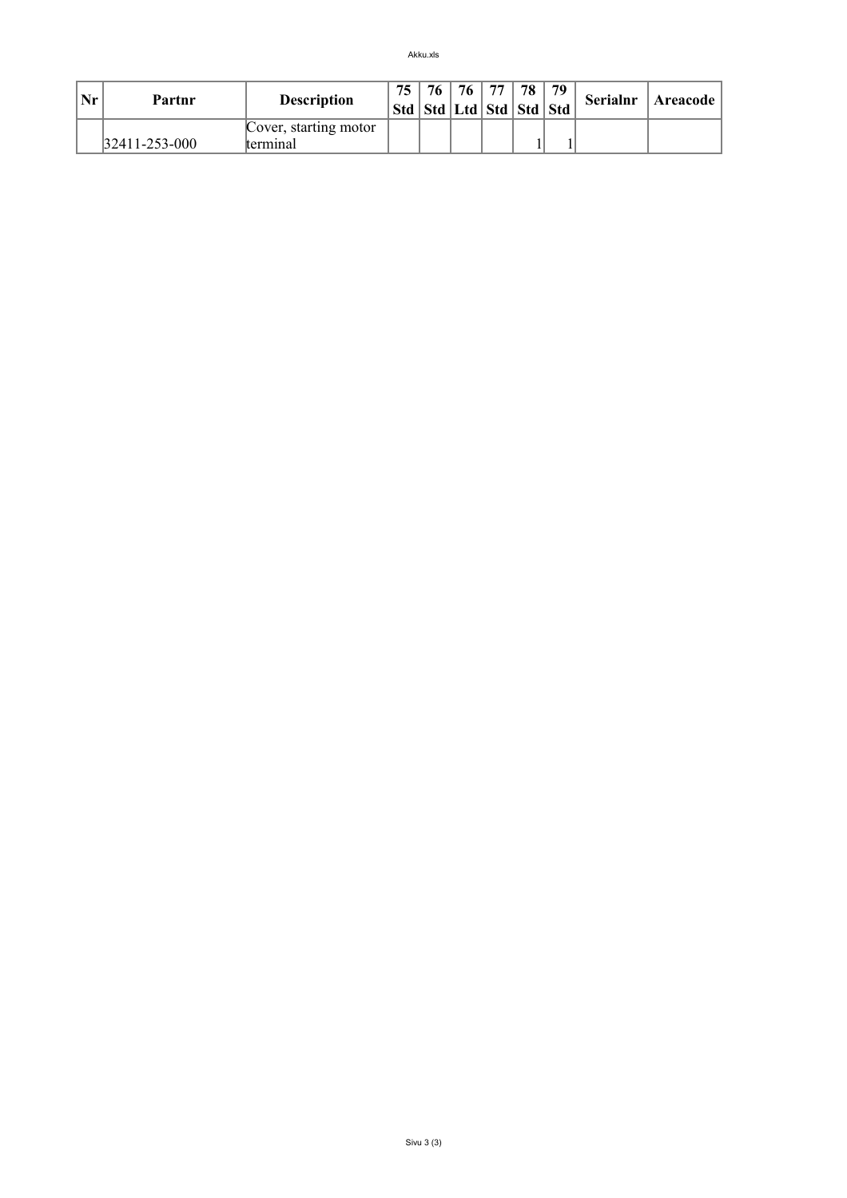| Nr | Partnr | Description | 75 Std | 76 Std | 76 Ltd | 77 Std | 78 Std | 79 Std | Serialnr | Areacode |
|---|---|---|---|---|---|---|---|---|---|---|
| | 32411-253-000 | Cover, starting motor terminal | | | | | 1 | 1 | | |